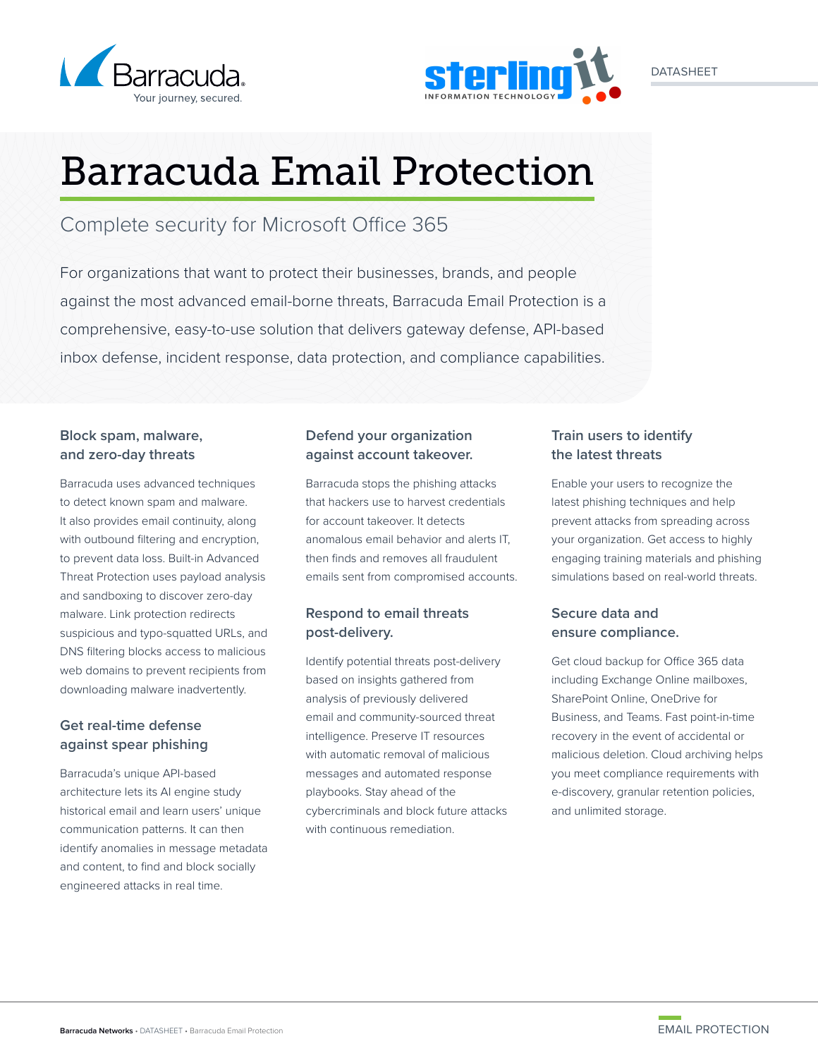DATASHEET

# Barracuda Email Protection

## Complete security for Microsoft Office 365

For organizations that want to protect their businesses, brands, and people against the most advanced email-borne threats, Barracuda Email Protection is a comprehensive, easy-to-use solution that delivers gateway defense, API-based inbox defense, incident response, data protection, and compliance capabilities.

### Block spam, malware, and zero-day threats

Barracuda uses advanced techniques to detect known spam and malware. It also provides email continuity, along with outbound filtering and encryption, to prevent data loss. Built-in Advanced Threat Protection uses payload analysis and sandboxing to discover zero-day malware. Link protection redirects suspicious and typo-squatted URLs, and DNS filtering blocks access to malicious web domains to prevent recipients from downloading malware inadvertently.

### Get real-time defense against spear phishing

Barracuda's unique API-based architecture lets its AI engine study historical email and learn users' unique communication patterns. It can then identify anomalies in message metadata and content, to find and block socially engineered attacks in real time.

### Defend your organization against account takeover.

Barracuda stops the phishing attacks that hackers use to harvest credentials for account takeover. It detects anomalous email behavior and alerts IT, then finds and removes all fraudulent emails sent from compromised accounts.

### Respond to email threats post-delivery.

Identify potential threats post-delivery based on insights gathered from analysis of previously delivered email and community-sourced threat intelligence. Preserve IT resources with automatic removal of malicious messages and automated response playbooks. Stay ahead of the cybercriminals and block future attacks with continuous remediation.

### Train users to identify the latest threats

Enable your users to recognize the latest phishing techniques and help prevent attacks from spreading across your organization. Get access to highly engaging training materials and phishing simulations based on real-world threats.

### Secure data and ensure compliance.

Get cloud backup for Office 365 data including Exchange Online mailboxes, SharePoint Online, OneDrive for Business, and Teams. Fast point-in-time recovery in the event of accidental or malicious deletion. Cloud archiving helps you meet compliance requirements with e-discovery, granular retention policies, and unlimited storage.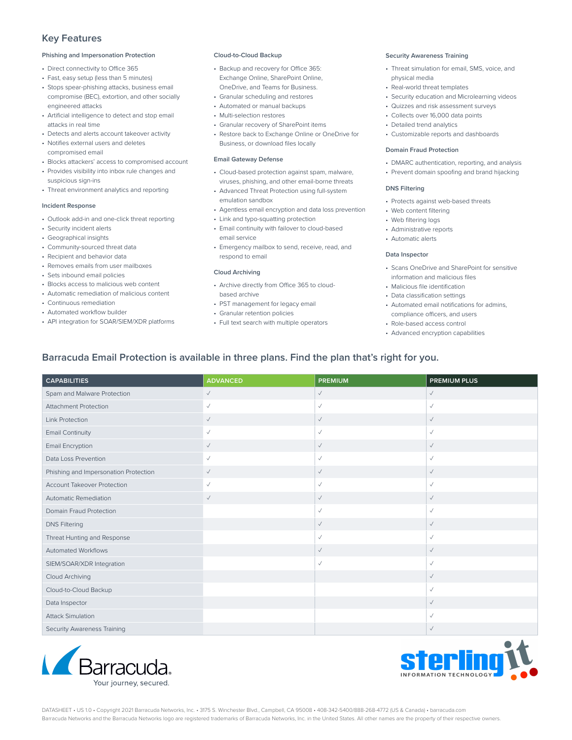## Key Features

### Phishing and Impersonation Protection

- Direct connectivity to Office 365
- Fast, easy setup (less than 5 minutes)
- Stops spear-phishing attacks, business email compromise (BEC), extortion, and other socially engineered attacks
- Artificial intelligence to detect and stop email attacks in real time
- Detects and alerts account takeover activity
- Notifies external users and deletes compromised email
- Blocks attackers' access to compromised account
- Provides visibility into inbox rule changes and suspicious sign-ins
- Threat environment analytics and reporting

### Incident Response

- Outlook add-in and one-click threat reporting
- Security incident alerts
- Geographical insights
- Community-sourced threat data
- Recipient and behavior data
- Removes emails from user mailboxes
- Sets inbound email policies
- Blocks access to malicious web content
- Automatic remediation of malicious content
- Continuous remediation
- Automated workflow builder
- API integration for SOAR/SIEM/XDR platforms

### Cloud-to-Cloud Backup

- Backup and recovery for Office 365: Exchange Online, SharePoint Online, OneDrive, and Teams for Business.
- Granular scheduling and restores
- Automated or manual backups
- Multi-selection restores
- Granular recovery of SharePoint items
- Restore back to Exchange Online or OneDrive for Business, or download files locally

### Email Gateway Defense

- Cloud-based protection against spam, malware, viruses, phishing, and other email-borne threats
- Advanced Threat Protection using full-system emulation sandbox
- Agentless email encryption and data loss prevention
- Link and typo-squatting protection
- Email continuity with failover to cloud-based email service
- Emergency mailbox to send, receive, read, and respond to email

### Cloud Archiving

- Archive directly from Office 365 to cloud-based archive
- PST management for legacy email
- Granular retention policies
- Full text search with multiple operators

### Security Awareness Training

- Threat simulation for email, SMS, voice, and physical media
- Real-world threat templates
- Security education and Microlearning videos
- Quizzes and risk assessment surveys
- Collects over 16,000 data points
- Detailed trend analytics
- Customizable reports and dashboards

### Domain Fraud Protection

- DMARC authentication, reporting, and analysis
- Prevent domain spoofing and brand hijacking

### DNS Filtering

- Protects against web-based threats
- Web content filtering
- Web filtering logs
- Administrative reports
- Automatic alerts

### Data Inspector

- Scans OneDrive and SharePoint for sensitive information and malicious files
- Malicious file identification
- Data classification settings
- Automated email notifications for admins, compliance officers, and users
- Role-based access control
- Advanced encryption capabilities

## Barracuda Email Protection is available in three plans. Find the plan that's right for you.

| CAPABILITIES | ADVANCED | PREMIUM | PREMIUM PLUS |
|---|---|---|---|
| Spam and Malware Protection | ✓ | ✓ | ✓ |
| Attachment Protection | ✓ | ✓ | ✓ |
| Link Protection | ✓ | ✓ | ✓ |
| Email Continuity | ✓ | ✓ | ✓ |
| Email Encryption | ✓ | ✓ | ✓ |
| Data Loss Prevention | ✓ | ✓ | ✓ |
| Phishing and Impersonation Protection | ✓ | ✓ | ✓ |
| Account Takeover Protection | ✓ | ✓ | ✓ |
| Automatic Remediation | ✓ | ✓ | ✓ |
| Domain Fraud Protection | | ✓ | ✓ |
| DNS Filtering | | ✓ | ✓ |
| Threat Hunting and Response | | ✓ | ✓ |
| Automated Workflows | | ✓ | ✓ |
| SIEM/SOAR/XDR Integration | | ✓ | ✓ |
| Cloud Archiving | | | ✓ |
| Cloud-to-Cloud Backup | | | ✓ |
| Data Inspector | | | ✓ |
| Attack Simulation | | | ✓ |
| Security Awareness Training | | | ✓ |

Barracuda. Your journey, secured.

sterling it INFORMATION TECHNOLOGY

DATASHEET • US 1.0 • Copyright 2021 Barracuda Networks, Inc. • 3175 S. Winchester Blvd., Campbell, CA 95008 • 408-342-5400/888-268-4772 (US & Canada) • barracuda.com
Barracuda Networks and the Barracuda Networks logo are registered trademarks of Barracuda Networks, Inc. in the United States. All other names are the property of their respective owners.